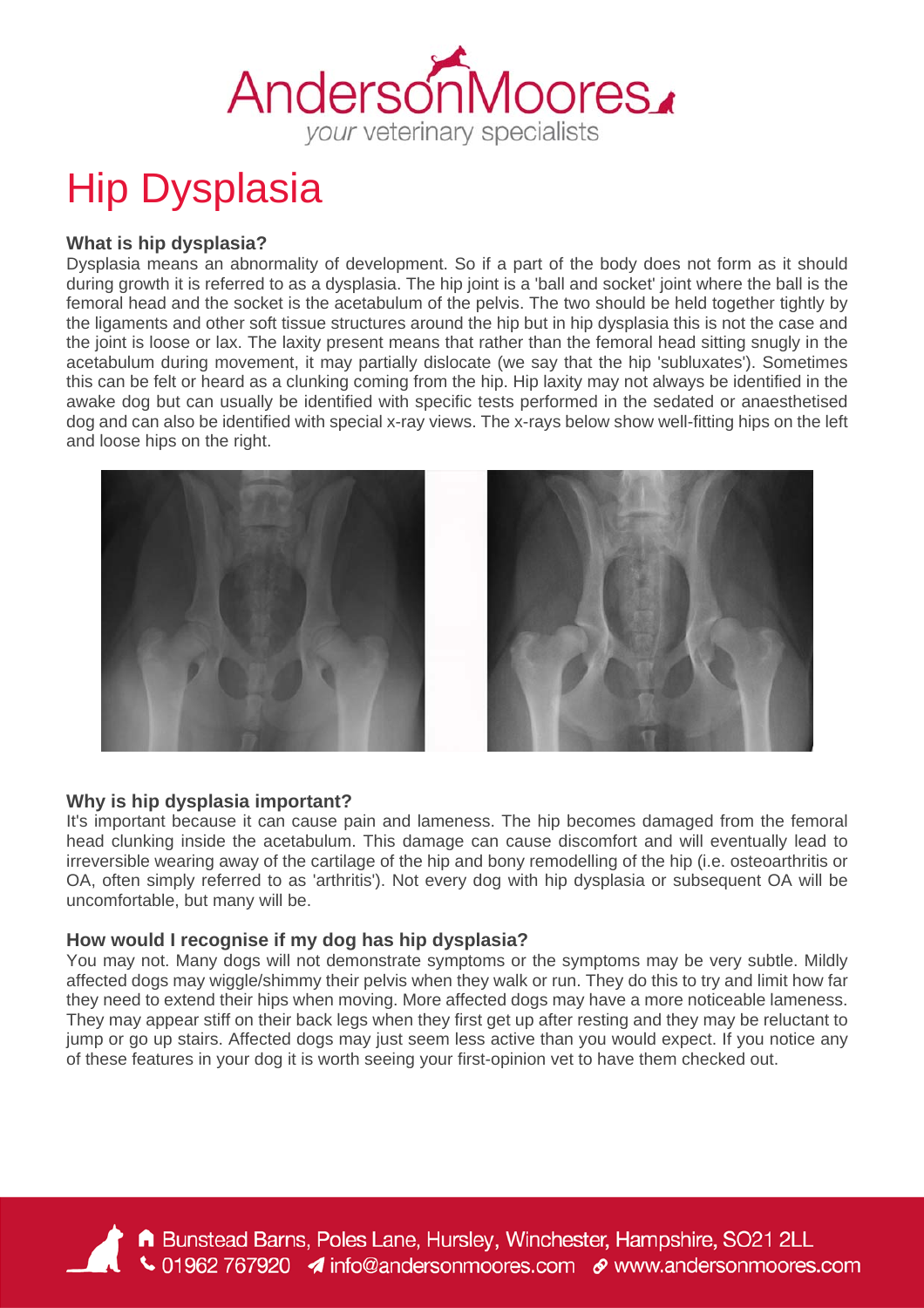# Hip Dysplasia

### What is hip dysplasia?

Dysplasia means an abnormality of development. So if a part of the body does not form as it should during growth it is referred to as a dysplasia. The hip joint is a 'ball and socket' joint where the ball is the femoral head and the socket is the acetabulum of the pelvis. The two should be held together tightly by the ligaments and other soft tissue structures around the hip but in hip dysplasia this is not the case and the joint is loose or lax. The laxity present means that rather than the femoral head sitting snugly in the acetabulum during movement, it may partially dislocate (we say that the hip 'subluxates'). Sometimes this can be felt or heard as a clunking coming from the hip. Hip laxity may not always be identified in the awake dog but can usually be identified with specific tests performed in the sedated or anaesthetised dog and can also be identified with special x-ray views. The x-rays below show well-fitting hips on the left and loose hips on the right.

### Why is hip dysplasia important?

It's important because it can cause pain and lameness. The hip becomes damaged from the femoral head clunking inside the acetabulum. This damage can cause discomfort and will eventually lead to irreversible wearing away of the cartilage of the hip and bony remodelling of the hip (i.e. osteoarthritis or OA, often simply referred to as 'arthritis'). Not every dog with hip dysplasia or subsequent OA will be uncomfortable, but many will be.

### How would I recognise if my dog has hip dysplasia?

You may not. Many dogs will not demonstrate symptoms or the symptoms may be very subtle. Mildly affected dogs may wiggle/shimmy their pelvis when they walk or run. They do this to try and limit how far they need to extend their hips when moving. More affected dogs may have a more noticeable lameness. They may appear stiff on their back legs when they first get up after resting and they may be reluctant to jump or go up stairs. Affected dogs may just seem less active than you would expect. If you notice any of these features in your dog it is worth seeing your first-opinion vet to have them checked out.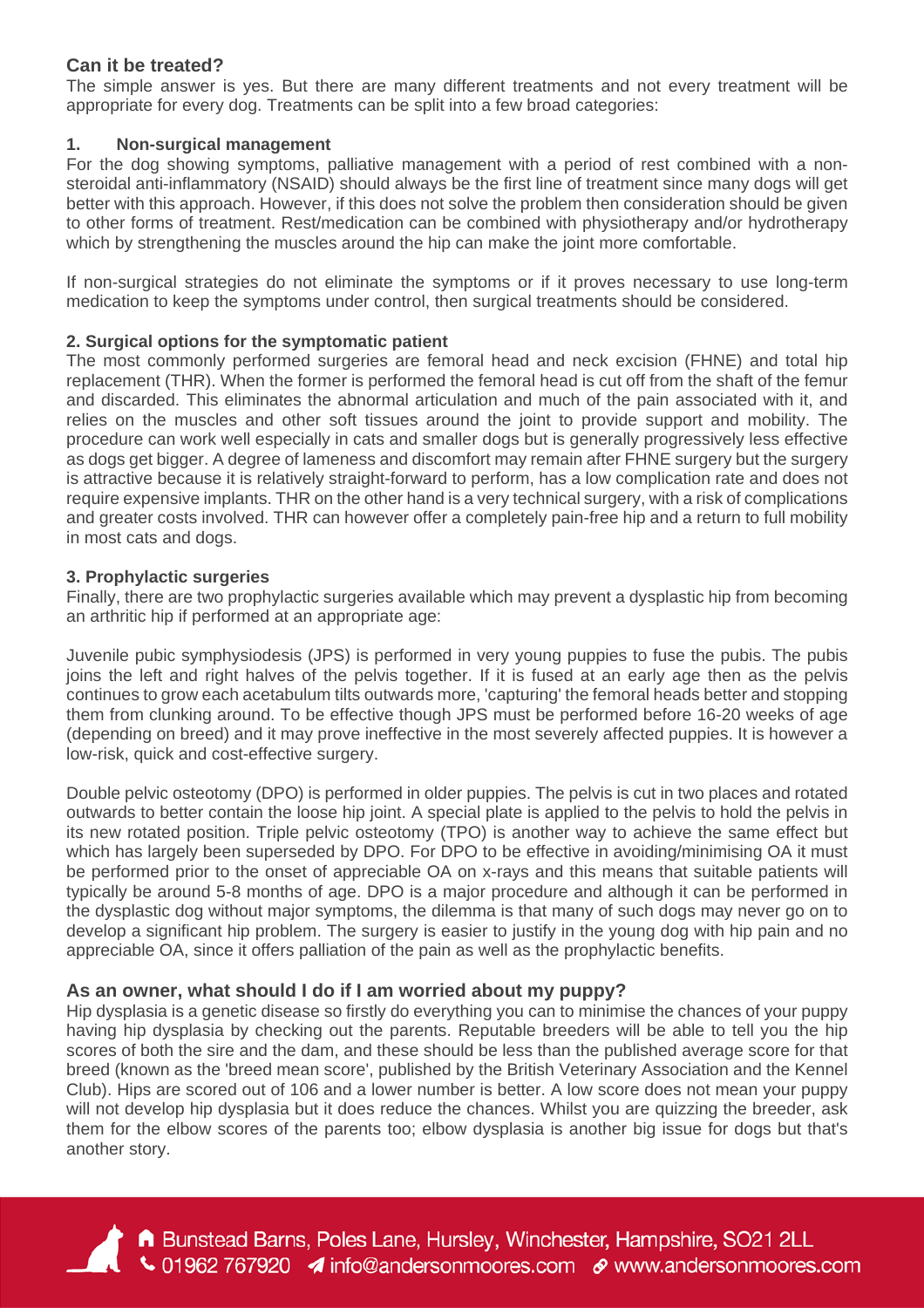## Can it be treated?

The simple answer is yes. But there are many different treatments and not every treatment will be appropriate for every dog. Treatments can be split into a few broad categories:

### 1. Non-surgical management

For the dog showing symptoms, palliative management with a period of rest combined with a non-steroidal anti-inflammatory (NSAID) should always be the first line of treatment since many dogs will get better with this approach. However, if this does not solve the problem then consideration should be given to other forms of treatment. Rest/medication can be combined with physiotherapy and/or hydrotherapy which by strengthening the muscles around the hip can make the joint more comfortable.

If non-surgical strategies do not eliminate the symptoms or if it proves necessary to use long-term medication to keep the symptoms under control, then surgical treatments should be considered.

### 2. Surgical options for the symptomatic patient

The most commonly performed surgeries are femoral head and neck excision (FHNE) and total hip replacement (THR). When the former is performed the femoral head is cut off from the shaft of the femur and discarded. This eliminates the abnormal articulation and much of the pain associated with it, and relies on the muscles and other soft tissues around the joint to provide support and mobility. The procedure can work well especially in cats and smaller dogs but is generally progressively less effective as dogs get bigger. A degree of lameness and discomfort may remain after FHNE surgery but the surgery is attractive because it is relatively straight-forward to perform, has a low complication rate and does not require expensive implants. THR on the other hand is a very technical surgery, with a risk of complications and greater costs involved. THR can however offer a completely pain-free hip and a return to full mobility in most cats and dogs.

### 3. Prophylactic surgeries

Finally, there are two prophylactic surgeries available which may prevent a dysplastic hip from becoming an arthritic hip if performed at an appropriate age:

Juvenile pubic symphysiodesis (JPS) is performed in very young puppies to fuse the pubis. The pubis joins the left and right halves of the pelvis together. If it is fused at an early age then as the pelvis continues to grow each acetabulum tilts outwards more, 'capturing' the femoral heads better and stopping them from clunking around. To be effective though JPS must be performed before 16-20 weeks of age (depending on breed) and it may prove ineffective in the most severely affected puppies. It is however a low-risk, quick and cost-effective surgery.

Double pelvic osteotomy (DPO) is performed in older puppies. The pelvis is cut in two places and rotated outwards to better contain the loose hip joint. A special plate is applied to the pelvis to hold the pelvis in its new rotated position. Triple pelvic osteotomy (TPO) is another way to achieve the same effect but which has largely been superseded by DPO. For DPO to be effective in avoiding/minimising OA it must be performed prior to the onset of appreciable OA on x-rays and this means that suitable patients will typically be around 5-8 months of age. DPO is a major procedure and although it can be performed in the dysplastic dog without major symptoms, the dilemma is that many of such dogs may never go on to develop a significant hip problem. The surgery is easier to justify in the young dog with hip pain and no appreciable OA, since it offers palliation of the pain as well as the prophylactic benefits.

## As an owner, what should I do if I am worried about my puppy?

Hip dysplasia is a genetic disease so firstly do everything you can to minimise the chances of your puppy having hip dysplasia by checking out the parents. Reputable breeders will be able to tell you the hip scores of both the sire and the dam, and these should be less than the published average score for that breed (known as the 'breed mean score', published by the British Veterinary Association and the Kennel Club). Hips are scored out of 106 and a lower number is better. A low score does not mean your puppy will not develop hip dysplasia but it does reduce the chances. Whilst you are quizzing the breeder, ask them for the elbow scores of the parents too; elbow dysplasia is another big issue for dogs but that's another story.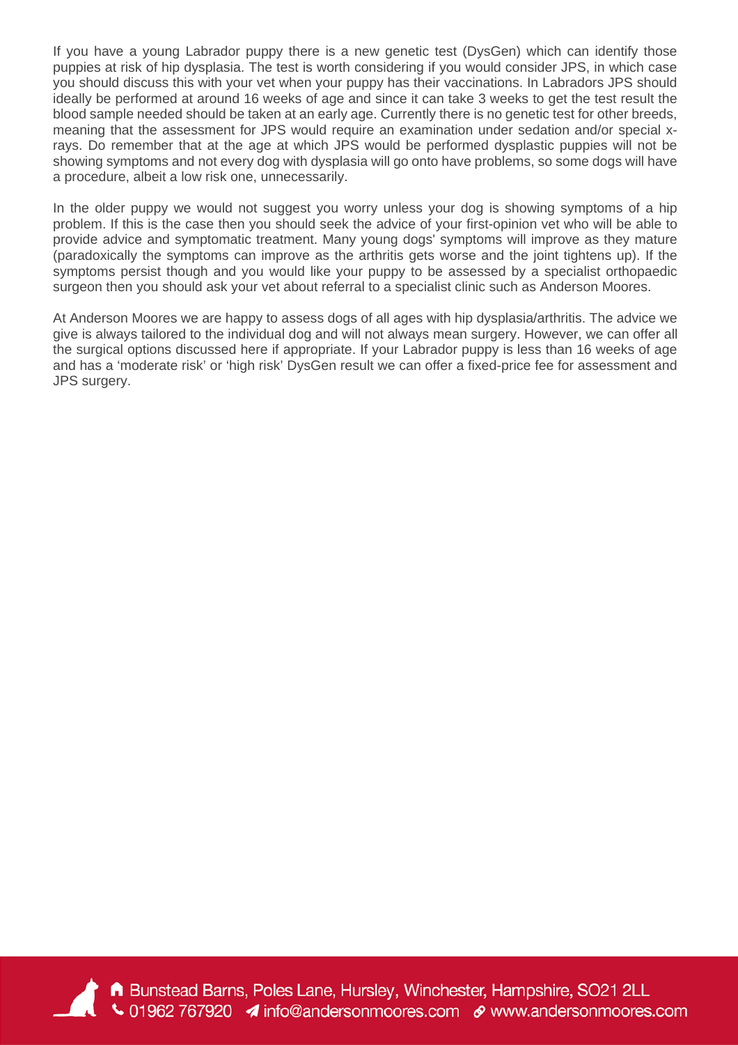If you have a young Labrador puppy there is a new genetic test (DysGen) which can identify those puppies at risk of hip dysplasia. The test is worth considering if you would consider JPS, in which case you should discuss this with your vet when your puppy has their vaccinations. In Labradors JPS should ideally be performed at around 16 weeks of age and since it can take 3 weeks to get the test result the blood sample needed should be taken at an early age. Currently there is no genetic test for other breeds, meaning that the assessment for JPS would require an examination under sedation and/or special x-rays. Do remember that at the age at which JPS would be performed dysplastic puppies will not be showing symptoms and not every dog with dysplasia will go onto have problems, so some dogs will have a procedure, albeit a low risk one, unnecessarily.

In the older puppy we would not suggest you worry unless your dog is showing symptoms of a hip problem. If this is the case then you should seek the advice of your first-opinion vet who will be able to provide advice and symptomatic treatment. Many young dogs' symptoms will improve as they mature (paradoxically the symptoms can improve as the arthritis gets worse and the joint tightens up). If the symptoms persist though and you would like your puppy to be assessed by a specialist orthopaedic surgeon then you should ask your vet about referral to a specialist clinic such as Anderson Moores.

At Anderson Moores we are happy to assess dogs of all ages with hip dysplasia/arthritis. The advice we give is always tailored to the individual dog and will not always mean surgery. However, we can offer all the surgical options discussed here if appropriate. If your Labrador puppy is less than 16 weeks of age and has a 'moderate risk' or 'high risk' DysGen result we can offer a fixed-price fee for assessment and JPS surgery.